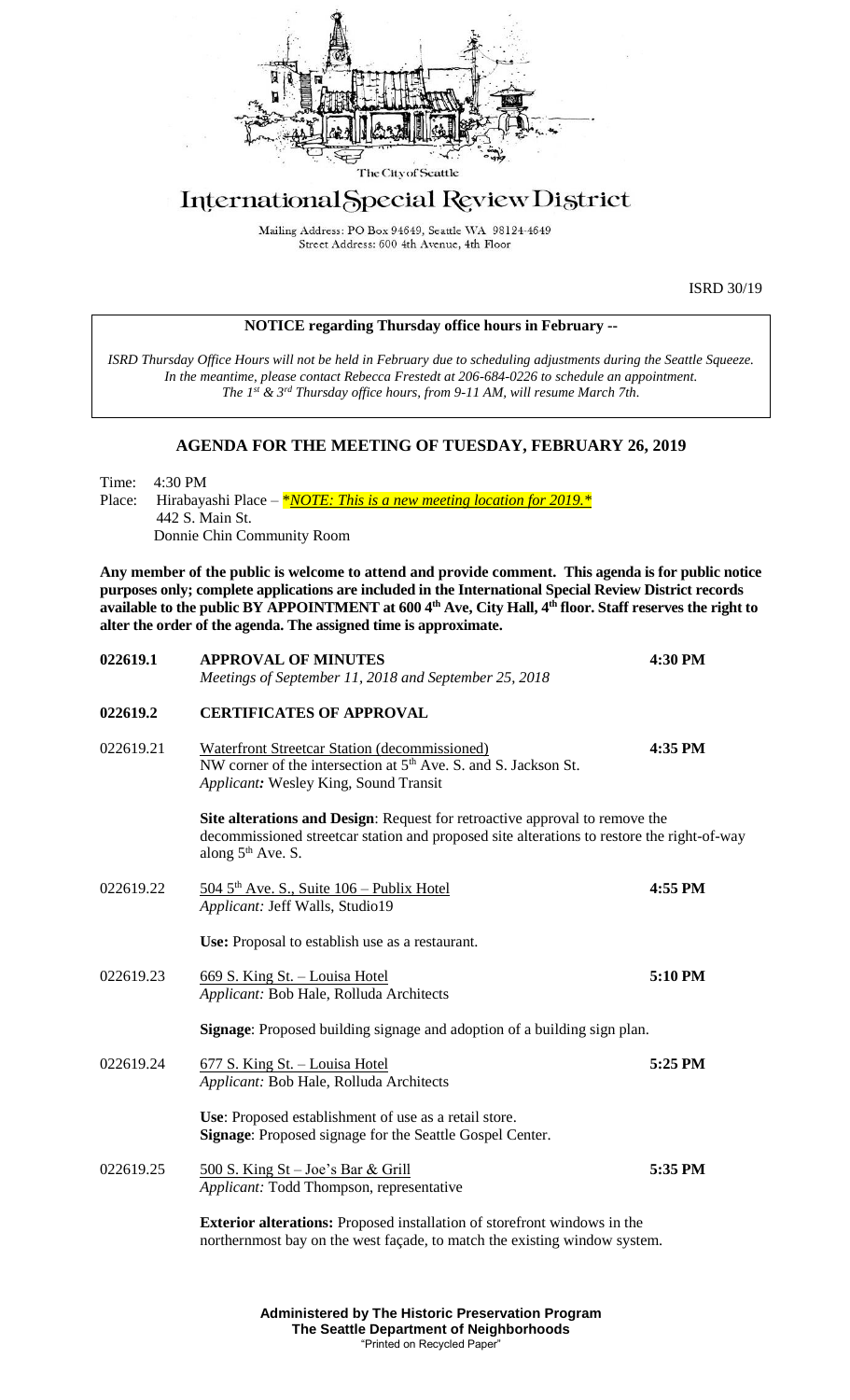The City of Seattle

# International Special Review District

Mailing Address: PO Box 94649, Seattle WA 98124-4649
Street Address: 600 4th Avenue, 4th Floor

ISRD 30/19

**NOTICE regarding Thursday office hours in February --**

*ISRD Thursday Office Hours will not be held in February due to scheduling adjustments during the Seattle Squeeze. In the meantime, please contact Rebecca Frestedt at 206-684-0226 to schedule an appointment. The 1st & 3rd Thursday office hours, from 9-11 AM, will resume March 7th.*

## AGENDA FOR THE MEETING OF TUESDAY, FEBRUARY 26, 2019

Time: 4:30 PM
Place: Hirabayashi Place – *\*NOTE: This is a new meeting location for 2019.\**
442 S. Main St.
Donnie Chin Community Room

**Any member of the public is welcome to attend and provide comment. This agenda is for public notice purposes only; complete applications are included in the International Special Review District records available to the public BY APPOINTMENT at 600 4th Ave, City Hall, 4th floor. Staff reserves the right to alter the order of the agenda. The assigned time is approximate.**

**022619.1 APPROVAL OF MINUTES** — **4:30 PM**
*Meetings of September 11, 2018 and September 25, 2018*

**022619.2 CERTIFICATES OF APPROVAL**

022619.21 Waterfront Streetcar Station (decommissioned) — **4:35 PM**
NW corner of the intersection at 5th Ave. S. and S. Jackson St.
*Applicant:* Wesley King, Sound Transit

**Site alterations and Design**: Request for retroactive approval to remove the decommissioned streetcar station and proposed site alterations to restore the right-of-way along 5th Ave. S.

022619.22 504 5th Ave. S., Suite 106 – Publix Hotel — **4:55 PM**
*Applicant:* Jeff Walls, Studio19

**Use:** Proposal to establish use as a restaurant.

022619.23 669 S. King St. – Louisa Hotel — **5:10 PM**
*Applicant:* Bob Hale, Rolluda Architects

**Signage**: Proposed building signage and adoption of a building sign plan.

022619.24 677 S. King St. – Louisa Hotel — **5:25 PM**
*Applicant:* Bob Hale, Rolluda Architects

**Use**: Proposed establishment of use as a retail store.
**Signage**: Proposed signage for the Seattle Gospel Center.

022619.25 500 S. King St – Joe's Bar & Grill — **5:35 PM**
*Applicant:* Todd Thompson, representative

**Exterior alterations:** Proposed installation of storefront windows in the northernmost bay on the west façade, to match the existing window system.

**Administered by The Historic Preservation Program**
**The Seattle Department of Neighborhoods**
"Printed on Recycled Paper"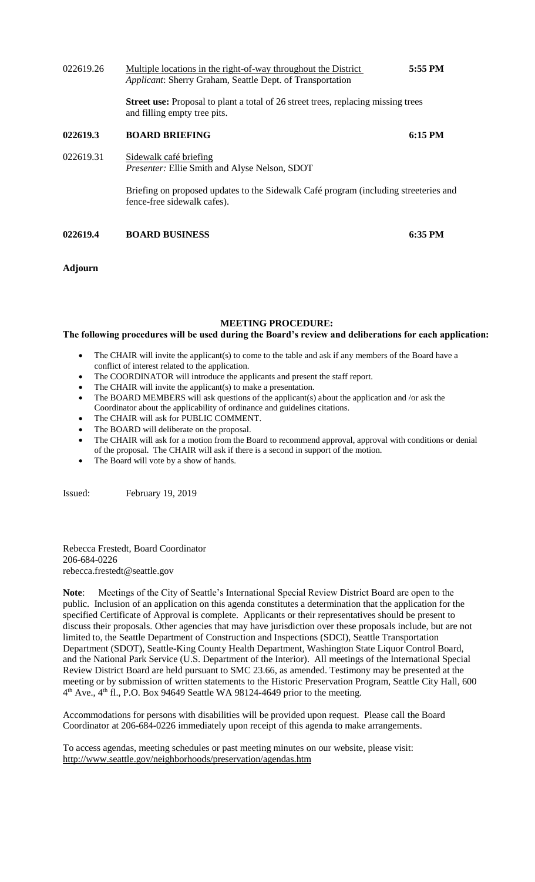022619.26 <u>Multiple locations in the right-of-way throughout the District</u> **5:55 PM**
*Applicant*: Sherry Graham, Seattle Dept. of Transportation

**Street use:** Proposal to plant a total of 26 street trees, replacing missing trees and filling empty tree pits.

**022619.3 BOARD BRIEFING 6:15 PM**

022619.31 <u>Sidewalk café briefing</u>
*Presenter:* Ellie Smith and Alyse Nelson, SDOT

Briefing on proposed updates to the Sidewalk Café program (including streeteries and fence-free sidewalk cafes).

**022619.4 BOARD BUSINESS 6:35 PM**

**Adjourn**

**MEETING PROCEDURE:**

**The following procedures will be used during the Board's review and deliberations for each application:**

- The CHAIR will invite the applicant(s) to come to the table and ask if any members of the Board have a conflict of interest related to the application.
- The COORDINATOR will introduce the applicants and present the staff report.
- The CHAIR will invite the applicant(s) to make a presentation.
- The BOARD MEMBERS will ask questions of the applicant(s) about the application and /or ask the Coordinator about the applicability of ordinance and guidelines citations.
- The CHAIR will ask for PUBLIC COMMENT.
- The BOARD will deliberate on the proposal.
- The CHAIR will ask for a motion from the Board to recommend approval, approval with conditions or denial of the proposal. The CHAIR will ask if there is a second in support of the motion.
- The Board will vote by a show of hands.

Issued: February 19, 2019

Rebecca Frestedt, Board Coordinator
206-684-0226
rebecca.frestedt@seattle.gov

**Note**: Meetings of the City of Seattle's International Special Review District Board are open to the public. Inclusion of an application on this agenda constitutes a determination that the application for the specified Certificate of Approval is complete. Applicants or their representatives should be present to discuss their proposals. Other agencies that may have jurisdiction over these proposals include, but are not limited to, the Seattle Department of Construction and Inspections (SDCI), Seattle Transportation Department (SDOT), Seattle-King County Health Department, Washington State Liquor Control Board, and the National Park Service (U.S. Department of the Interior). All meetings of the International Special Review District Board are held pursuant to SMC 23.66, as amended. Testimony may be presented at the meeting or by submission of written statements to the Historic Preservation Program, Seattle City Hall, 600 4th Ave., 4th fl., P.O. Box 94649 Seattle WA 98124-4649 prior to the meeting.

Accommodations for persons with disabilities will be provided upon request. Please call the Board Coordinator at 206-684-0226 immediately upon receipt of this agenda to make arrangements.

To access agendas, meeting schedules or past meeting minutes on our website, please visit: http://www.seattle.gov/neighborhoods/preservation/agendas.htm